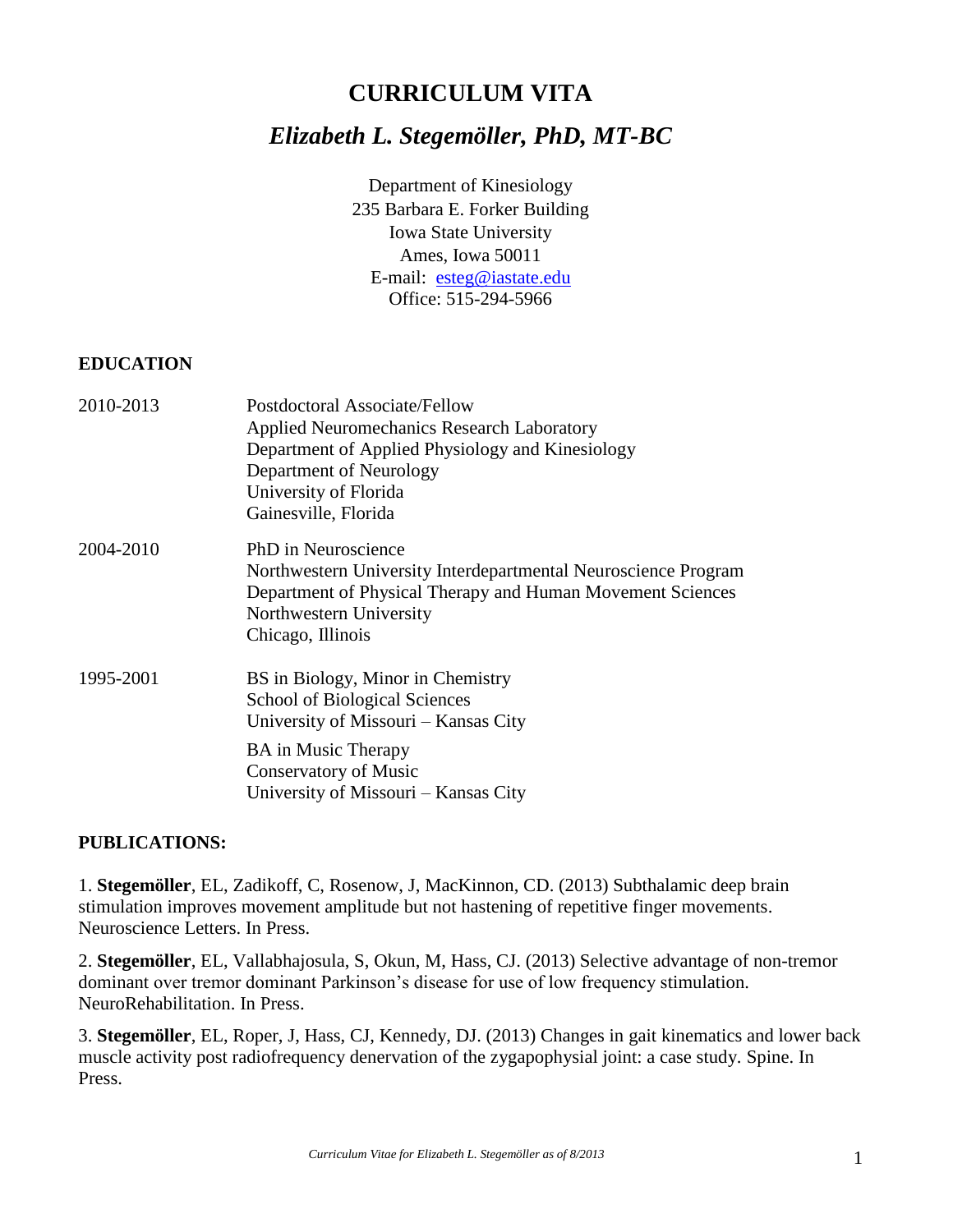# CURRICULUM VITA

## *Elizabeth L. Stegemöller, PhD, MT-BC*

Department of Kinesiology
235 Barbara E. Forker Building
Iowa State University
Ames, Iowa 50011
E-mail: esteg@iastate.edu
Office: 515-294-5966

### EDUCATION

| | |
|---|---|
| 2010-2013 | Postdoctoral Associate/Fellow<br>Applied Neuromechanics Research Laboratory<br>Department of Applied Physiology and Kinesiology<br>Department of Neurology<br>University of Florida<br>Gainesville, Florida |
| 2004-2010 | PhD in Neuroscience<br>Northwestern University Interdepartmental Neuroscience Program<br>Department of Physical Therapy and Human Movement Sciences<br>Northwestern University<br>Chicago, Illinois |
| 1995-2001 | BS in Biology, Minor in Chemistry<br>School of Biological Sciences<br>University of Missouri – Kansas City<br><br>BA in Music Therapy<br>Conservatory of Music<br>University of Missouri – Kansas City |

### PUBLICATIONS:

1. **Stegemöller**, EL, Zadikoff, C, Rosenow, J, MacKinnon, CD. (2013) Subthalamic deep brain stimulation improves movement amplitude but not hastening of repetitive finger movements. Neuroscience Letters. In Press.

2. **Stegemöller**, EL, Vallabhajosula, S, Okun, M, Hass, CJ. (2013) Selective advantage of non-tremor dominant over tremor dominant Parkinson's disease for use of low frequency stimulation. NeuroRehabilitation. In Press.

3. **Stegemöller**, EL, Roper, J, Hass, CJ, Kennedy, DJ. (2013) Changes in gait kinematics and lower back muscle activity post radiofrequency denervation of the zygapophysial joint: a case study. Spine. In Press.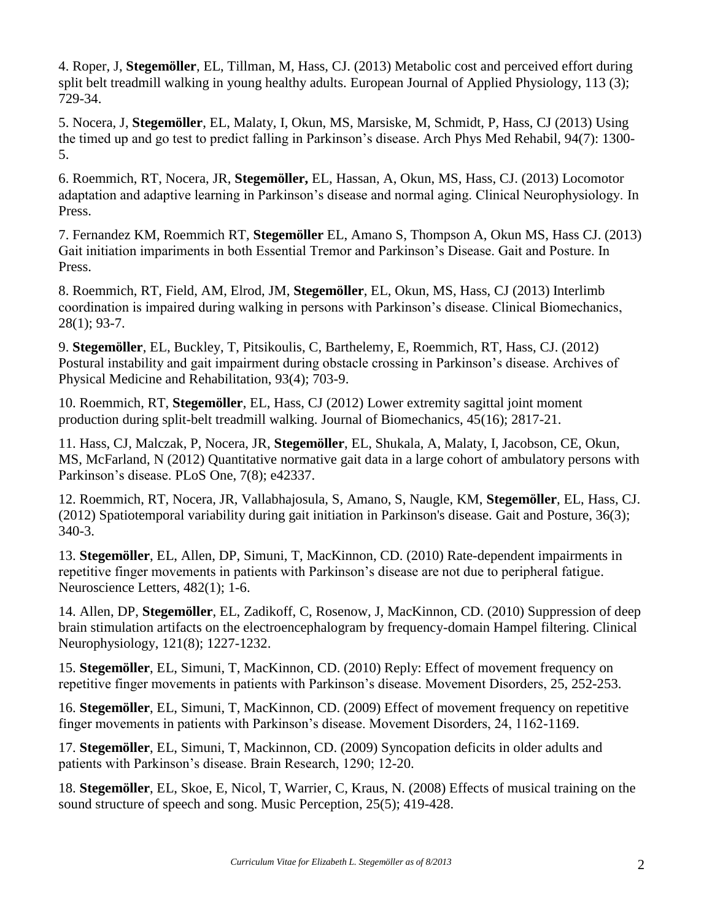4. Roper, J, **Stegemöller**, EL, Tillman, M, Hass, CJ. (2013) Metabolic cost and perceived effort during split belt treadmill walking in young healthy adults. European Journal of Applied Physiology, 113 (3); 729-34.

5. Nocera, J, **Stegemöller**, EL, Malaty, I, Okun, MS, Marsiske, M, Schmidt, P, Hass, CJ (2013) Using the timed up and go test to predict falling in Parkinson's disease. Arch Phys Med Rehabil, 94(7): 1300-5.

6. Roemmich, RT, Nocera, JR, **Stegemöller,** EL, Hassan, A, Okun, MS, Hass, CJ. (2013) Locomotor adaptation and adaptive learning in Parkinson's disease and normal aging. Clinical Neurophysiology. In Press.

7. Fernandez KM, Roemmich RT, **Stegemöller** EL, Amano S, Thompson A, Okun MS, Hass CJ. (2013) Gait initiation impariments in both Essential Tremor and Parkinson's Disease. Gait and Posture. In Press.

8. Roemmich, RT, Field, AM, Elrod, JM, **Stegemöller**, EL, Okun, MS, Hass, CJ (2013) Interlimb coordination is impaired during walking in persons with Parkinson's disease. Clinical Biomechanics, 28(1); 93-7.

9. **Stegemöller**, EL, Buckley, T, Pitsikoulis, C, Barthelemy, E, Roemmich, RT, Hass, CJ. (2012) Postural instability and gait impairment during obstacle crossing in Parkinson's disease. Archives of Physical Medicine and Rehabilitation, 93(4); 703-9.

10. Roemmich, RT, **Stegemöller**, EL, Hass, CJ (2012) Lower extremity sagittal joint moment production during split-belt treadmill walking. Journal of Biomechanics, 45(16); 2817-21.

11. Hass, CJ, Malczak, P, Nocera, JR, **Stegemöller**, EL, Shukala, A, Malaty, I, Jacobson, CE, Okun, MS, McFarland, N (2012) Quantitative normative gait data in a large cohort of ambulatory persons with Parkinson's disease. PLoS One, 7(8); e42337.

12. Roemmich, RT, Nocera, JR, Vallabhajosula, S, Amano, S, Naugle, KM, **Stegemöller**, EL, Hass, CJ. (2012) Spatiotemporal variability during gait initiation in Parkinson's disease. Gait and Posture, 36(3); 340-3.

13. **Stegemöller**, EL, Allen, DP, Simuni, T, MacKinnon, CD. (2010) Rate-dependent impairments in repetitive finger movements in patients with Parkinson's disease are not due to peripheral fatigue. Neuroscience Letters, 482(1); 1-6.

14. Allen, DP, **Stegemöller**, EL, Zadikoff, C, Rosenow, J, MacKinnon, CD. (2010) Suppression of deep brain stimulation artifacts on the electroencephalogram by frequency-domain Hampel filtering. Clinical Neurophysiology, 121(8); 1227-1232.

15. **Stegemöller**, EL, Simuni, T, MacKinnon, CD. (2010) Reply: Effect of movement frequency on repetitive finger movements in patients with Parkinson's disease. Movement Disorders, 25, 252-253.

16. **Stegemöller**, EL, Simuni, T, MacKinnon, CD. (2009) Effect of movement frequency on repetitive finger movements in patients with Parkinson's disease. Movement Disorders, 24, 1162-1169.

17. **Stegemöller**, EL, Simuni, T, Mackinnon, CD. (2009) Syncopation deficits in older adults and patients with Parkinson's disease. Brain Research, 1290; 12-20.

18. **Stegemöller**, EL, Skoe, E, Nicol, T, Warrier, C, Kraus, N. (2008) Effects of musical training on the sound structure of speech and song. Music Perception, 25(5); 419-428.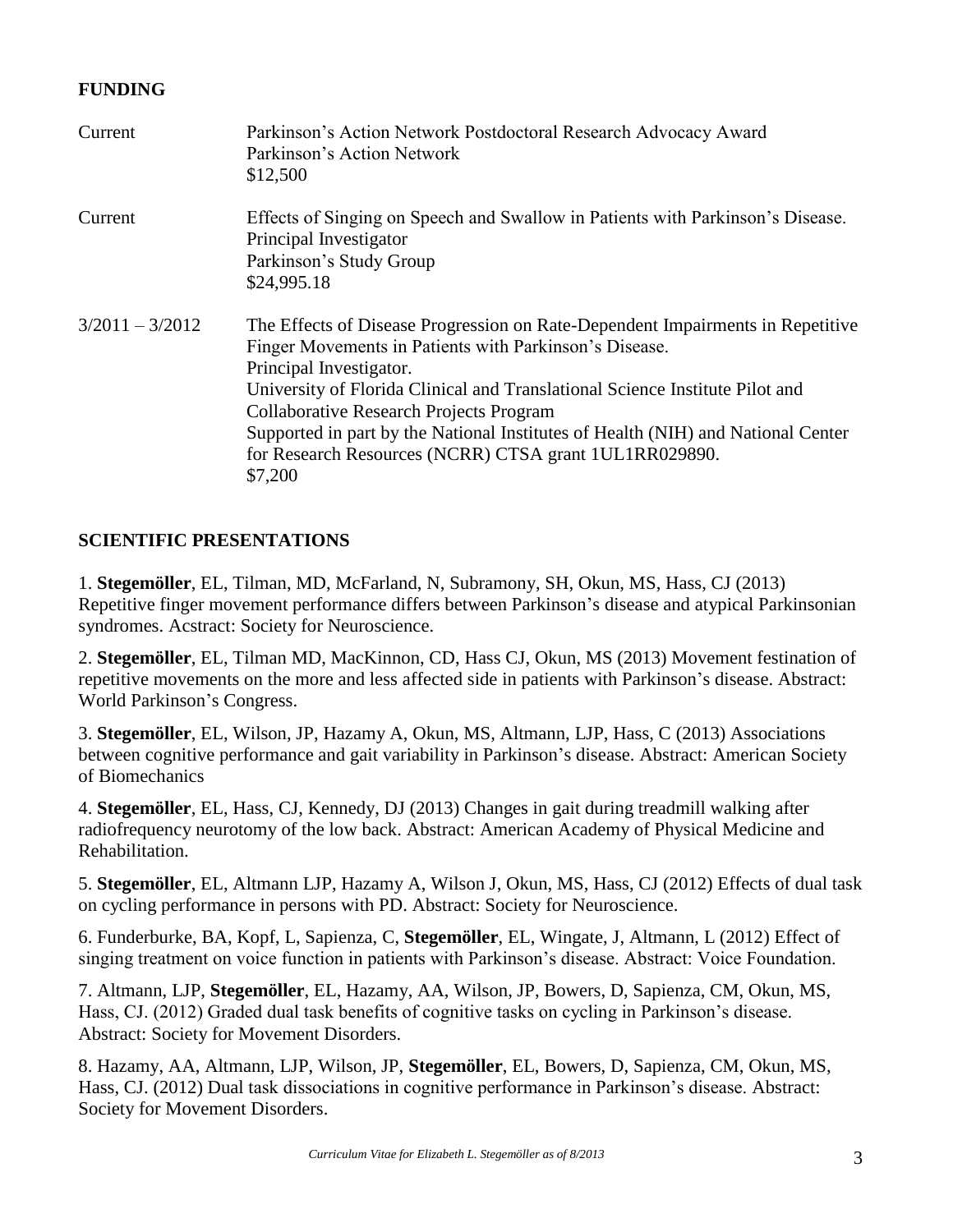## FUNDING

| | |
|---|---|
| Current | Parkinson's Action Network Postdoctoral Research Advocacy Award<br>Parkinson's Action Network<br>$12,500 |
| Current | Effects of Singing on Speech and Swallow in Patients with Parkinson's Disease.<br>Principal Investigator<br>Parkinson's Study Group<br>$24,995.18 |
| 3/2011 – 3/2012 | The Effects of Disease Progression on Rate-Dependent Impairments in Repetitive Finger Movements in Patients with Parkinson's Disease.<br>Principal Investigator.<br>University of Florida Clinical and Translational Science Institute Pilot and Collaborative Research Projects Program<br>Supported in part by the National Institutes of Health (NIH) and National Center for Research Resources (NCRR) CTSA grant 1UL1RR029890.<br>$7,200 |

## SCIENTIFIC PRESENTATIONS

1. **Stegemöller**, EL, Tilman, MD, McFarland, N, Subramony, SH, Okun, MS, Hass, CJ (2013) Repetitive finger movement performance differs between Parkinson's disease and atypical Parkinsonian syndromes. Acstract: Society for Neuroscience.

2. **Stegemöller**, EL, Tilman MD, MacKinnon, CD, Hass CJ, Okun, MS (2013) Movement festination of repetitive movements on the more and less affected side in patients with Parkinson's disease. Abstract: World Parkinson's Congress.

3. **Stegemöller**, EL, Wilson, JP, Hazamy A, Okun, MS, Altmann, LJP, Hass, C (2013) Associations between cognitive performance and gait variability in Parkinson's disease. Abstract: American Society of Biomechanics

4. **Stegemöller**, EL, Hass, CJ, Kennedy, DJ (2013) Changes in gait during treadmill walking after radiofrequency neurotomy of the low back. Abstract: American Academy of Physical Medicine and Rehabilitation.

5. **Stegemöller**, EL, Altmann LJP, Hazamy A, Wilson J, Okun, MS, Hass, CJ (2012) Effects of dual task on cycling performance in persons with PD. Abstract: Society for Neuroscience.

6. Funderburke, BA, Kopf, L, Sapienza, C, **Stegemöller**, EL, Wingate, J, Altmann, L (2012) Effect of singing treatment on voice function in patients with Parkinson's disease. Abstract: Voice Foundation.

7. Altmann, LJP, **Stegemöller**, EL, Hazamy, AA, Wilson, JP, Bowers, D, Sapienza, CM, Okun, MS, Hass, CJ. (2012) Graded dual task benefits of cognitive tasks on cycling in Parkinson's disease. Abstract: Society for Movement Disorders.

8. Hazamy, AA, Altmann, LJP, Wilson, JP, **Stegemöller**, EL, Bowers, D, Sapienza, CM, Okun, MS, Hass, CJ. (2012) Dual task dissociations in cognitive performance in Parkinson's disease. Abstract: Society for Movement Disorders.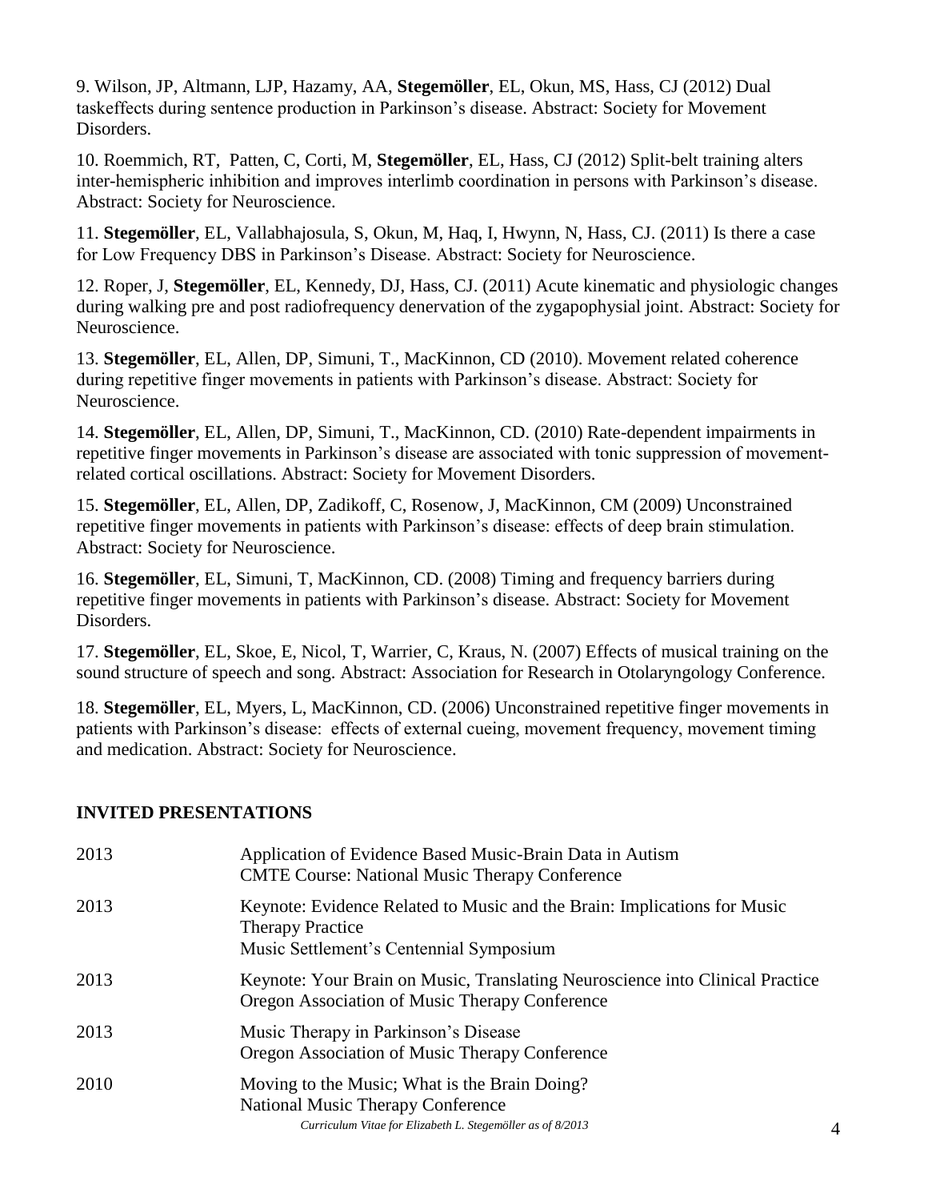9. Wilson, JP, Altmann, LJP, Hazamy, AA, **Stegemöller**, EL, Okun, MS, Hass, CJ (2012) Dual taskeffects during sentence production in Parkinson's disease. Abstract: Society for Movement Disorders.

10. Roemmich, RT, Patten, C, Corti, M, **Stegemöller**, EL, Hass, CJ (2012) Split-belt training alters inter-hemispheric inhibition and improves interlimb coordination in persons with Parkinson's disease. Abstract: Society for Neuroscience.

11. **Stegemöller**, EL, Vallabhajosula, S, Okun, M, Haq, I, Hwynn, N, Hass, CJ. (2011) Is there a case for Low Frequency DBS in Parkinson's Disease. Abstract: Society for Neuroscience.

12. Roper, J, **Stegemöller**, EL, Kennedy, DJ, Hass, CJ. (2011) Acute kinematic and physiologic changes during walking pre and post radiofrequency denervation of the zygapophysial joint. Abstract: Society for Neuroscience.

13. **Stegemöller**, EL, Allen, DP, Simuni, T., MacKinnon, CD (2010). Movement related coherence during repetitive finger movements in patients with Parkinson's disease. Abstract: Society for Neuroscience.

14. **Stegemöller**, EL, Allen, DP, Simuni, T., MacKinnon, CD. (2010) Rate-dependent impairments in repetitive finger movements in Parkinson's disease are associated with tonic suppression of movement-related cortical oscillations. Abstract: Society for Movement Disorders.

15. **Stegemöller**, EL, Allen, DP, Zadikoff, C, Rosenow, J, MacKinnon, CM (2009) Unconstrained repetitive finger movements in patients with Parkinson's disease: effects of deep brain stimulation. Abstract: Society for Neuroscience.

16. **Stegemöller**, EL, Simuni, T, MacKinnon, CD. (2008) Timing and frequency barriers during repetitive finger movements in patients with Parkinson's disease. Abstract: Society for Movement Disorders.

17. **Stegemöller**, EL, Skoe, E, Nicol, T, Warrier, C, Kraus, N. (2007) Effects of musical training on the sound structure of speech and song. Abstract: Association for Research in Otolaryngology Conference.

18. **Stegemöller**, EL, Myers, L, MacKinnon, CD. (2006) Unconstrained repetitive finger movements in patients with Parkinson's disease: effects of external cueing, movement frequency, movement timing and medication. Abstract: Society for Neuroscience.

## INVITED PRESENTATIONS

| | |
|---|---|
| 2013 | Application of Evidence Based Music-Brain Data in Autism<br>CMTE Course: National Music Therapy Conference |
| 2013 | Keynote: Evidence Related to Music and the Brain: Implications for Music Therapy Practice<br>Music Settlement's Centennial Symposium |
| 2013 | Keynote: Your Brain on Music, Translating Neuroscience into Clinical Practice<br>Oregon Association of Music Therapy Conference |
| 2013 | Music Therapy in Parkinson's Disease<br>Oregon Association of Music Therapy Conference |
| 2010 | Moving to the Music; What is the Brain Doing?<br>National Music Therapy Conference |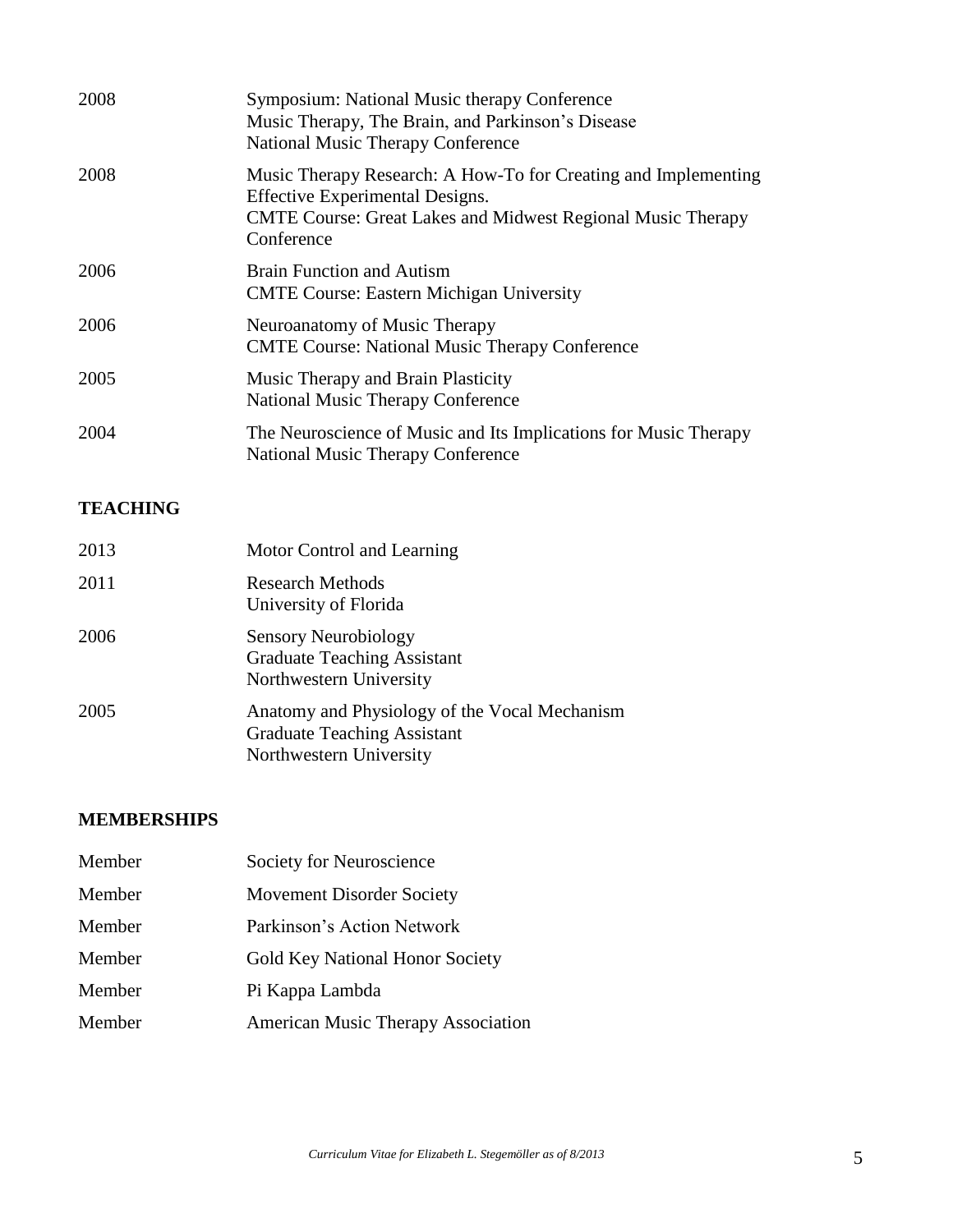| | |
|---|---|
| 2008 | Symposium: National Music therapy Conference<br>Music Therapy, The Brain, and Parkinson's Disease<br>National Music Therapy Conference |
| 2008 | Music Therapy Research: A How-To for Creating and Implementing Effective Experimental Designs.<br>CMTE Course: Great Lakes and Midwest Regional Music Therapy Conference |
| 2006 | Brain Function and Autism<br>CMTE Course: Eastern Michigan University |
| 2006 | Neuroanatomy of Music Therapy<br>CMTE Course: National Music Therapy Conference |
| 2005 | Music Therapy and Brain Plasticity<br>National Music Therapy Conference |
| 2004 | The Neuroscience of Music and Its Implications for Music Therapy<br>National Music Therapy Conference |

## TEACHING

| | |
|---|---|
| 2013 | Motor Control and Learning |
| 2011 | Research Methods<br>University of Florida |
| 2006 | Sensory Neurobiology<br>Graduate Teaching Assistant<br>Northwestern University |
| 2005 | Anatomy and Physiology of the Vocal Mechanism<br>Graduate Teaching Assistant<br>Northwestern University |

## MEMBERSHIPS

| | |
|---|---|
| Member | Society for Neuroscience |
| Member | Movement Disorder Society |
| Member | Parkinson's Action Network |
| Member | Gold Key National Honor Society |
| Member | Pi Kappa Lambda |
| Member | American Music Therapy Association |